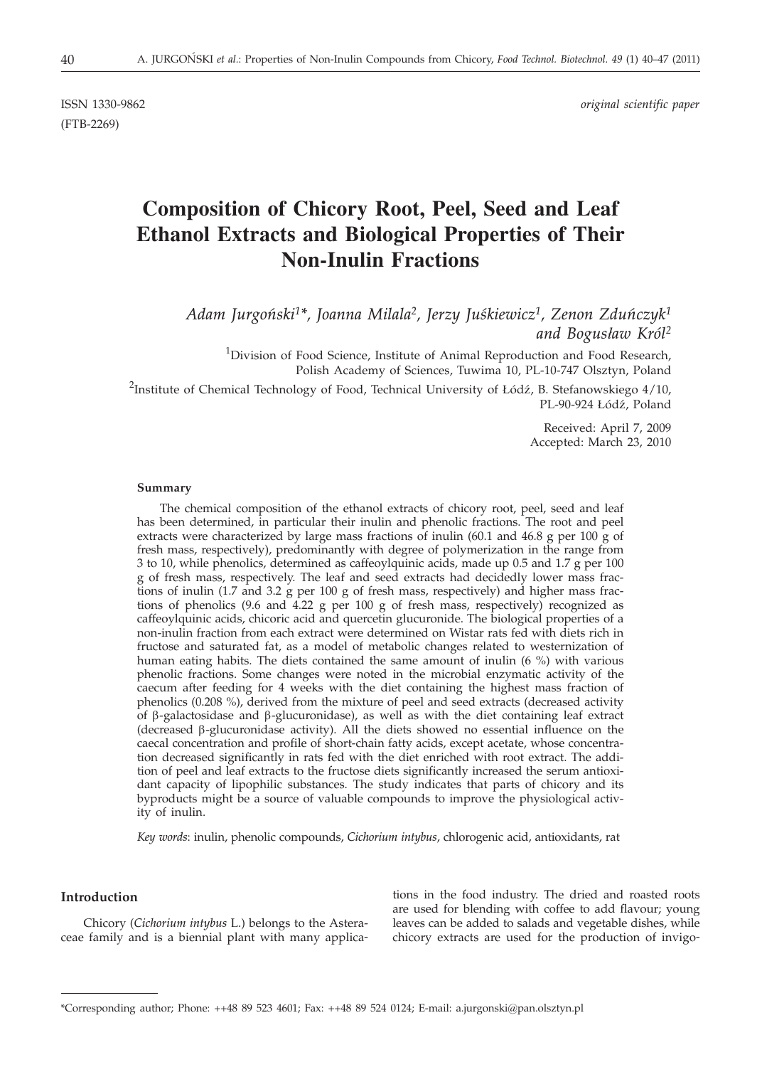ISSN 1330-9862 *original scientific paper*

(FTB-2269)

# Composition of Chicory Root, Peel, Seed and Leaf Ethanol Extracts and Biological Properties of Their Non-Inulin Fractions

*Adam Jurgoński[1]\*, Joanna Milala[2], Jerzy Juśkiewicz[1], Zenon Zduńczyk[1] and Bogusław Król[2]*

[1]Division of Food Science, Institute of Animal Reproduction and Food Research, Polish Academy of Sciences, Tuwima 10, PL-10-747 Olsztyn, Poland

[2]Institute of Chemical Technology of Food, Technical University of Łódź, B. Stefanowskiego 4/10, PL-90-924 Łódź, Poland

Received: April 7, 2009
Accepted: March 23, 2010

### Summary

The chemical composition of the ethanol extracts of chicory root, peel, seed and leaf has been determined, in particular their inulin and phenolic fractions. The root and peel extracts were characterized by large mass fractions of inulin (60.1 and 46.8 g per 100 g of fresh mass, respectively), predominantly with degree of polymerization in the range from 3 to 10, while phenolics, determined as caffeoylquinic acids, made up 0.5 and 1.7 g per 100 g of fresh mass, respectively. The leaf and seed extracts had decidedly lower mass fractions of inulin (1.7 and 3.2 g per 100 g of fresh mass, respectively) and higher mass fractions of phenolics (9.6 and 4.22 g per 100 g of fresh mass, respectively) recognized as caffeoylquinic acids, chicoric acid and quercetin glucuronide. The biological properties of a non-inulin fraction from each extract were determined on Wistar rats fed with diets rich in fructose and saturated fat, as a model of metabolic changes related to westernization of human eating habits. The diets contained the same amount of inulin (6 %) with various phenolic fractions. Some changes were noted in the microbial enzymatic activity of the caecum after feeding for 4 weeks with the diet containing the highest mass fraction of phenolics (0.208 %), derived from the mixture of peel and seed extracts (decreased activity of β-galactosidase and β-glucuronidase), as well as with the diet containing leaf extract (decreased β-glucuronidase activity). All the diets showed no essential influence on the caecal concentration and profile of short-chain fatty acids, except acetate, whose concentration decreased significantly in rats fed with the diet enriched with root extract. The addition of peel and leaf extracts to the fructose diets significantly increased the serum antioxidant capacity of lipophilic substances. The study indicates that parts of chicory and its byproducts might be a source of valuable compounds to improve the physiological activity of inulin.

*Key words*: inulin, phenolic compounds, *Cichorium intybus*, chlorogenic acid, antioxidants, rat

## Introduction

Chicory (*Cichorium intybus* L.) belongs to the Asteraceae family and is a biennial plant with many applications in the food industry. The dried and roasted roots are used for blending with coffee to add flavour; young leaves can be added to salads and vegetable dishes, while chicory extracts are used for the production of invigo-

\*Corresponding author; Phone: ++48 89 523 4601; Fax: ++48 89 524 0124; E-mail: a.jurgonski@pan.olsztyn.pl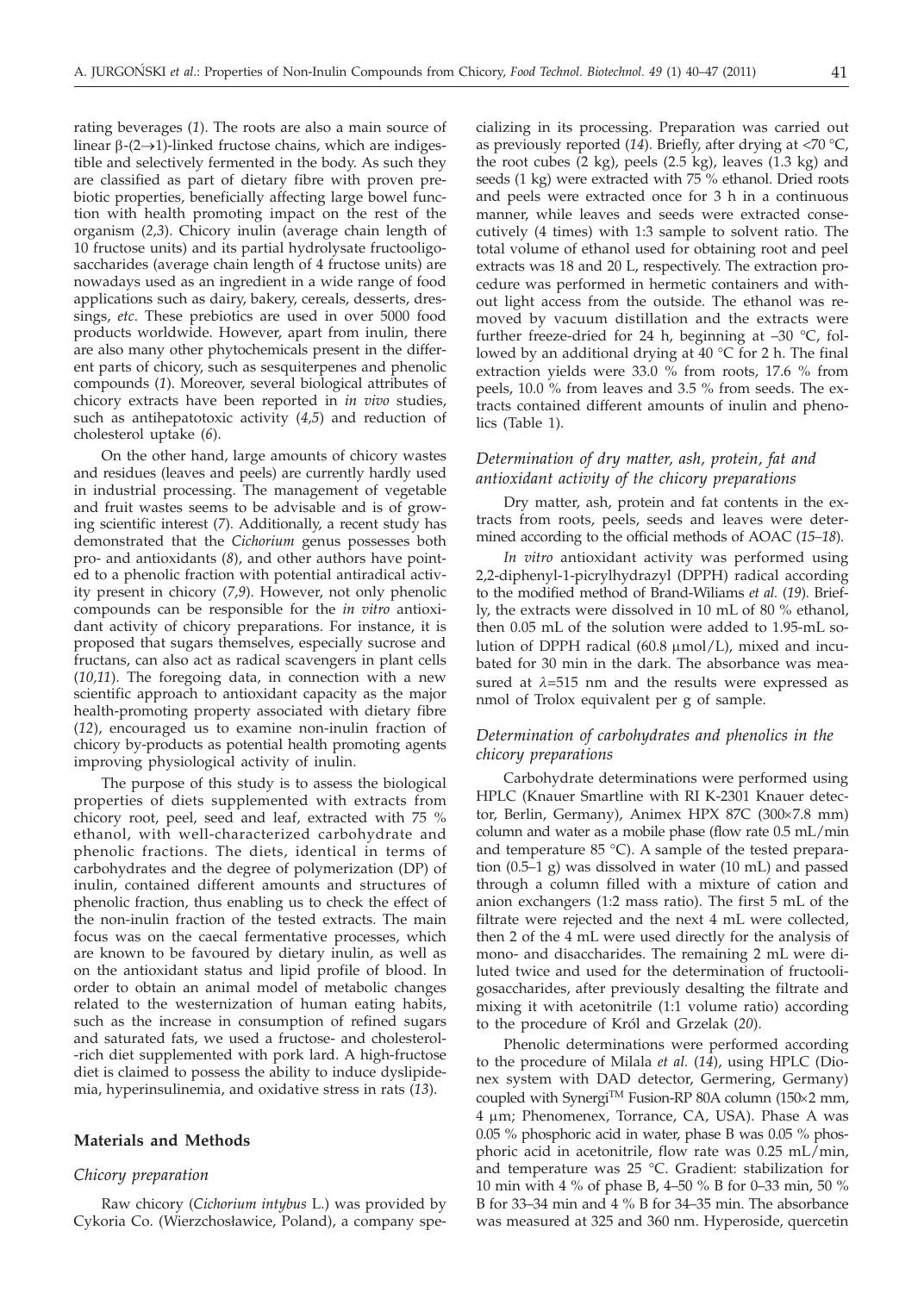rating beverages (*1*). The roots are also a main source of linear β-(2→1)-linked fructose chains, which are indigestible and selectively fermented in the body. As such they are classified as part of dietary fibre with proven prebiotic properties, beneficially affecting large bowel function with health promoting impact on the rest of the organism (*2,3*). Chicory inulin (average chain length of 10 fructose units) and its partial hydrolysate fructooligosaccharides (average chain length of 4 fructose units) are nowadays used as an ingredient in a wide range of food applications such as dairy, bakery, cereals, desserts, dressings, *etc*. These prebiotics are used in over 5000 food products worldwide. However, apart from inulin, there are also many other phytochemicals present in the different parts of chicory, such as sesquiterpenes and phenolic compounds (*1*). Moreover, several biological attributes of chicory extracts have been reported in *in vivo* studies, such as antihepatotoxic activity (*4,5*) and reduction of cholesterol uptake (*6*).

On the other hand, large amounts of chicory wastes and residues (leaves and peels) are currently hardly used in industrial processing. The management of vegetable and fruit wastes seems to be advisable and is of growing scientific interest (*7*). Additionally, a recent study has demonstrated that the *Cichorium* genus possesses both pro- and antioxidants (*8*), and other authors have pointed to a phenolic fraction with potential antiradical activity present in chicory (*7,9*). However, not only phenolic compounds can be responsible for the *in vitro* antioxidant activity of chicory preparations. For instance, it is proposed that sugars themselves, especially sucrose and fructans, can also act as radical scavengers in plant cells (*10,11*). The foregoing data, in connection with a new scientific approach to antioxidant capacity as the major health-promoting property associated with dietary fibre (*12*), encouraged us to examine non-inulin fraction of chicory by-products as potential health promoting agents improving physiological activity of inulin.

The purpose of this study is to assess the biological properties of diets supplemented with extracts from chicory root, peel, seed and leaf, extracted with 75 % ethanol, with well-characterized carbohydrate and phenolic fractions. The diets, identical in terms of carbohydrates and the degree of polymerization (DP) of inulin, contained different amounts and structures of phenolic fraction, thus enabling us to check the effect of the non-inulin fraction of the tested extracts. The main focus was on the caecal fermentative processes, which are known to be favoured by dietary inulin, as well as on the antioxidant status and lipid profile of blood. In order to obtain an animal model of metabolic changes related to the westernization of human eating habits, such as the increase in consumption of refined sugars and saturated fats, we used a fructose- and cholesterol-rich diet supplemented with pork lard. A high-fructose diet is claimed to possess the ability to induce dyslipidemia, hyperinsulinemia, and oxidative stress in rats (*13*).

## Materials and Methods

### *Chicory preparation*

Raw chicory (*Cichorium intybus* L.) was provided by Cykoria Co. (Wierzchosławice, Poland), a company specializing in its processing. Preparation was carried out as previously reported (*14*). Briefly, after drying at <70 °C, the root cubes (2 kg), peels (2.5 kg), leaves (1.3 kg) and seeds (1 kg) were extracted with 75 % ethanol. Dried roots and peels were extracted once for 3 h in a continuous manner, while leaves and seeds were extracted consecutively (4 times) with 1:3 sample to solvent ratio. The total volume of ethanol used for obtaining root and peel extracts was 18 and 20 L, respectively. The extraction procedure was performed in hermetic containers and without light access from the outside. The ethanol was removed by vacuum distillation and the extracts were further freeze-dried for 24 h, beginning at –30 °C, followed by an additional drying at 40 °C for 2 h. The final extraction yields were 33.0 % from roots, 17.6 % from peels, 10.0 % from leaves and 3.5 % from seeds. The extracts contained different amounts of inulin and phenolics (Table 1).

### *Determination of dry matter, ash, protein, fat and antioxidant activity of the chicory preparations*

Dry matter, ash, protein and fat contents in the extracts from roots, peels, seeds and leaves were determined according to the official methods of AOAC (*15–18*).

*In vitro* antioxidant activity was performed using 2,2-diphenyl-1-picrylhydrazyl (DPPH) radical according to the modified method of Brand-Wiliams *et al.* (*19*). Briefly, the extracts were dissolved in 10 mL of 80 % ethanol, then 0.05 mL of the solution were added to 1.95-mL solution of DPPH radical (60.8 μmol/L), mixed and incubated for 30 min in the dark. The absorbance was measured at $\lambda$=515 nm and the results were expressed as nmol of Trolox equivalent per g of sample.

### *Determination of carbohydrates and phenolics in the chicory preparations*

Carbohydrate determinations were performed using HPLC (Knauer Smartline with RI K-2301 Knauer detector, Berlin, Germany), Animex HPX 87C (300×7.8 mm) column and water as a mobile phase (flow rate 0.5 mL/min and temperature 85 °C). A sample of the tested preparation (0.5–1 g) was dissolved in water (10 mL) and passed through a column filled with a mixture of cation and anion exchangers (1:2 mass ratio). The first 5 mL of the filtrate were rejected and the next 4 mL were collected, then 2 of the 4 mL were used directly for the analysis of mono- and disaccharides. The remaining 2 mL were diluted twice and used for the determination of fructooligosaccharides, after previously desalting the filtrate and mixing it with acetonitrile (1:1 volume ratio) according to the procedure of Król and Grzelak (*20*).

Phenolic determinations were performed according to the procedure of Milala *et al.* (*14*), using HPLC (Dionex system with DAD detector, Germering, Germany) coupled with Synergi™ Fusion-RP 80A column (150×2 mm, 4 μm; Phenomenex, Torrance, CA, USA). Phase A was 0.05 % phosphoric acid in water, phase B was 0.05 % phosphoric acid in acetonitrile, flow rate was 0.25 mL/min, and temperature was 25 °C. Gradient: stabilization for 10 min with 4 % of phase B, 4–50 % B for 0–33 min, 50 % B for 33–34 min and 4 % B for 34–35 min. The absorbance was measured at 325 and 360 nm. Hyperoside, quercetin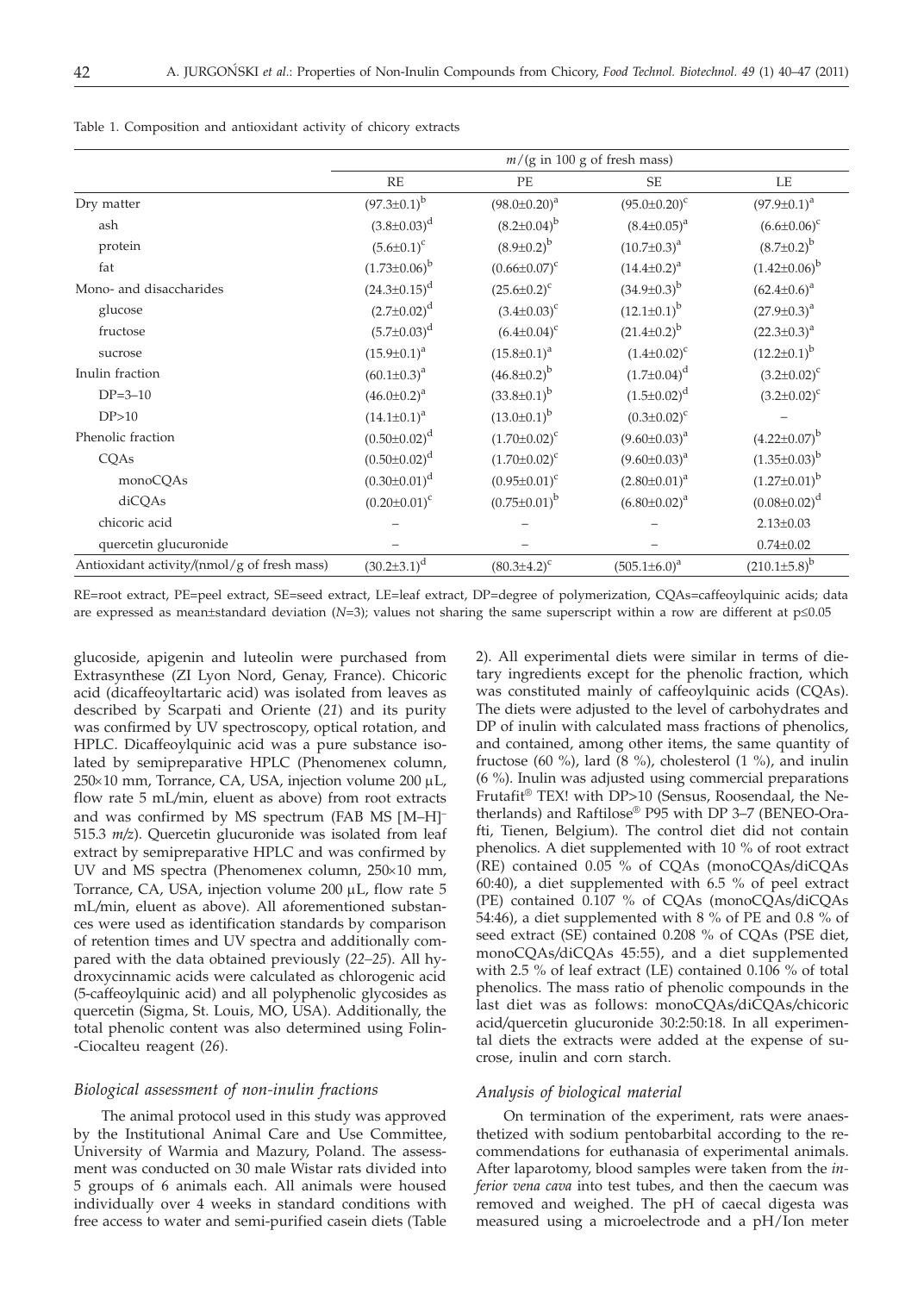Table 1. Composition and antioxidant activity of chicory extracts

| | $m$/(g in 100 g of fresh mass) | | | |
|---|---|---|---|---|
| | RE | PE | SE | LE |
| Dry matter | $(97.3\pm0.1)^{b}$ | $(98.0\pm0.20)^{a}$ | $(95.0\pm0.20)^{c}$ | $(97.9\pm0.1)^{a}$ |
| ash | $(3.8\pm0.03)^{d}$ | $(8.2\pm0.04)^{b}$ | $(8.4\pm0.05)^{a}$ | $(6.6\pm0.06)^{c}$ |
| protein | $(5.6\pm0.1)^{c}$ | $(8.9\pm0.2)^{b}$ | $(10.7\pm0.3)^{a}$ | $(8.7\pm0.2)^{b}$ |
| fat | $(1.73\pm0.06)^{b}$ | $(0.66\pm0.07)^{c}$ | $(14.4\pm0.2)^{a}$ | $(1.42\pm0.06)^{b}$ |
| Mono- and disaccharides | $(24.3\pm0.15)^{d}$ | $(25.6\pm0.2)^{c}$ | $(34.9\pm0.3)^{b}$ | $(62.4\pm0.6)^{a}$ |
| glucose | $(2.7\pm0.02)^{d}$ | $(3.4\pm0.03)^{c}$ | $(12.1\pm0.1)^{b}$ | $(27.9\pm0.3)^{a}$ |
| fructose | $(5.7\pm0.03)^{d}$ | $(6.4\pm0.04)^{c}$ | $(21.4\pm0.2)^{b}$ | $(22.3\pm0.3)^{a}$ |
| sucrose | $(15.9\pm0.1)^{a}$ | $(15.8\pm0.1)^{a}$ | $(1.4\pm0.02)^{c}$ | $(12.2\pm0.1)^{b}$ |
| Inulin fraction | $(60.1\pm0.3)^{a}$ | $(46.8\pm0.2)^{b}$ | $(1.7\pm0.04)^{d}$ | $(3.2\pm0.02)^{c}$ |
| DP=3–10 | $(46.0\pm0.2)^{a}$ | $(33.8\pm0.1)^{b}$ | $(1.5\pm0.02)^{d}$ | $(3.2\pm0.02)^{c}$ |
| DP>10 | $(14.1\pm0.1)^{a}$ | $(13.0\pm0.1)^{b}$ | $(0.3\pm0.02)^{c}$ | – |
| Phenolic fraction | $(0.50\pm0.02)^{d}$ | $(1.70\pm0.02)^{c}$ | $(9.60\pm0.03)^{a}$ | $(4.22\pm0.07)^{b}$ |
| CQAs | $(0.50\pm0.02)^{d}$ | $(1.70\pm0.02)^{c}$ | $(9.60\pm0.03)^{a}$ | $(1.35\pm0.03)^{b}$ |
| monoCQAs | $(0.30\pm0.01)^{d}$ | $(0.95\pm0.01)^{c}$ | $(2.80\pm0.01)^{a}$ | $(1.27\pm0.01)^{b}$ |
| diCQAs | $(0.20\pm0.01)^{c}$ | $(0.75\pm0.01)^{b}$ | $(6.80\pm0.02)^{a}$ | $(0.08\pm0.02)^{d}$ |
| chicoric acid | – | – | – | $2.13\pm0.03$ |
| quercetin glucuronide | – | – | – | $0.74\pm0.02$ |
| Antioxidant activity/(nmol/g of fresh mass) | $(30.2\pm3.1)^{d}$ | $(80.3\pm4.2)^{c}$ | $(505.1\pm6.0)^{a}$ | $(210.1\pm5.8)^{b}$ |

RE=root extract, PE=peel extract, SE=seed extract, LE=leaf extract, DP=degree of polymerization, CQAs=caffeoylquinic acids; data are expressed as mean±standard deviation ($N$=3); values not sharing the same superscript within a row are different at $p\leq0.05$

glucoside, apigenin and luteolin were purchased from Extrasynthese (ZI Lyon Nord, Genay, France). Chicoric acid (dicaffeoyltartaric acid) was isolated from leaves as described by Scarpati and Oriente (*21*) and its purity was confirmed by UV spectroscopy, optical rotation, and HPLC. Dicaffeoylquinic acid was a pure substance isolated by semipreparative HPLC (Phenomenex column, 250×10 mm, Torrance, CA, USA, injection volume 200 µL, flow rate 5 mL/min, eluent as above) from root extracts and was confirmed by MS spectrum (FAB MS $[M–H]^{-}$ 515.3 *m/z*). Quercetin glucuronide was isolated from leaf extract by semipreparative HPLC and was confirmed by UV and MS spectra (Phenomenex column, 250×10 mm, Torrance, CA, USA, injection volume 200 µL, flow rate 5 mL/min, eluent as above). All aforementioned substances were used as identification standards by comparison of retention times and UV spectra and additionally compared with the data obtained previously (*22–25*). All hydroxycinnamic acids were calculated as chlorogenic acid (5-caffeoylquinic acid) and all polyphenolic glycosides as quercetin (Sigma, St. Louis, MO, USA). Additionally, the total phenolic content was also determined using Folin-Ciocalteu reagent (*26*).

### *Biological assessment of non-inulin fractions*

The animal protocol used in this study was approved by the Institutional Animal Care and Use Committee, University of Warmia and Mazury, Poland. The assessment was conducted on 30 male Wistar rats divided into 5 groups of 6 animals each. All animals were housed individually over 4 weeks in standard conditions with free access to water and semi-purified casein diets (Table 2). All experimental diets were similar in terms of dietary ingredients except for the phenolic fraction, which was constituted mainly of caffeoylquinic acids (CQAs). The diets were adjusted to the level of carbohydrates and DP of inulin with calculated mass fractions of phenolics, and contained, among other items, the same quantity of fructose (60 %), lard (8 %), cholesterol (1 %), and inulin (6 %). Inulin was adjusted using commercial preparations Frutafit® TEX! with DP>10 (Sensus, Roosendaal, the Netherlands) and Raftilose® P95 with DP 3–7 (BENEO-Orafti, Tienen, Belgium). The control diet did not contain phenolics. A diet supplemented with 10 % of root extract (RE) contained 0.05 % of CQAs (monoCQAs/diCQAs 60:40), a diet supplemented with 6.5 % of peel extract (PE) contained 0.107 % of CQAs (monoCQAs/diCQAs 54:46), a diet supplemented with 8 % of PE and 0.8 % of seed extract (SE) contained 0.208 % of CQAs (PSE diet, monoCQAs/diCQAs 45:55), and a diet supplemented with 2.5 % of leaf extract (LE) contained 0.106 % of total phenolics. The mass ratio of phenolic compounds in the last diet was as follows: monoCQAs/diCQAs/chicoric acid/quercetin glucuronide 30:2:50:18. In all experimental diets the extracts were added at the expense of sucrose, inulin and corn starch.

### *Analysis of biological material*

On termination of the experiment, rats were anaesthetized with sodium pentobarbital according to the recommendations for euthanasia of experimental animals. After laparotomy, blood samples were taken from the *inferior vena cava* into test tubes, and then the caecum was removed and weighed. The pH of caecal digesta was measured using a microelectrode and a pH/Ion meter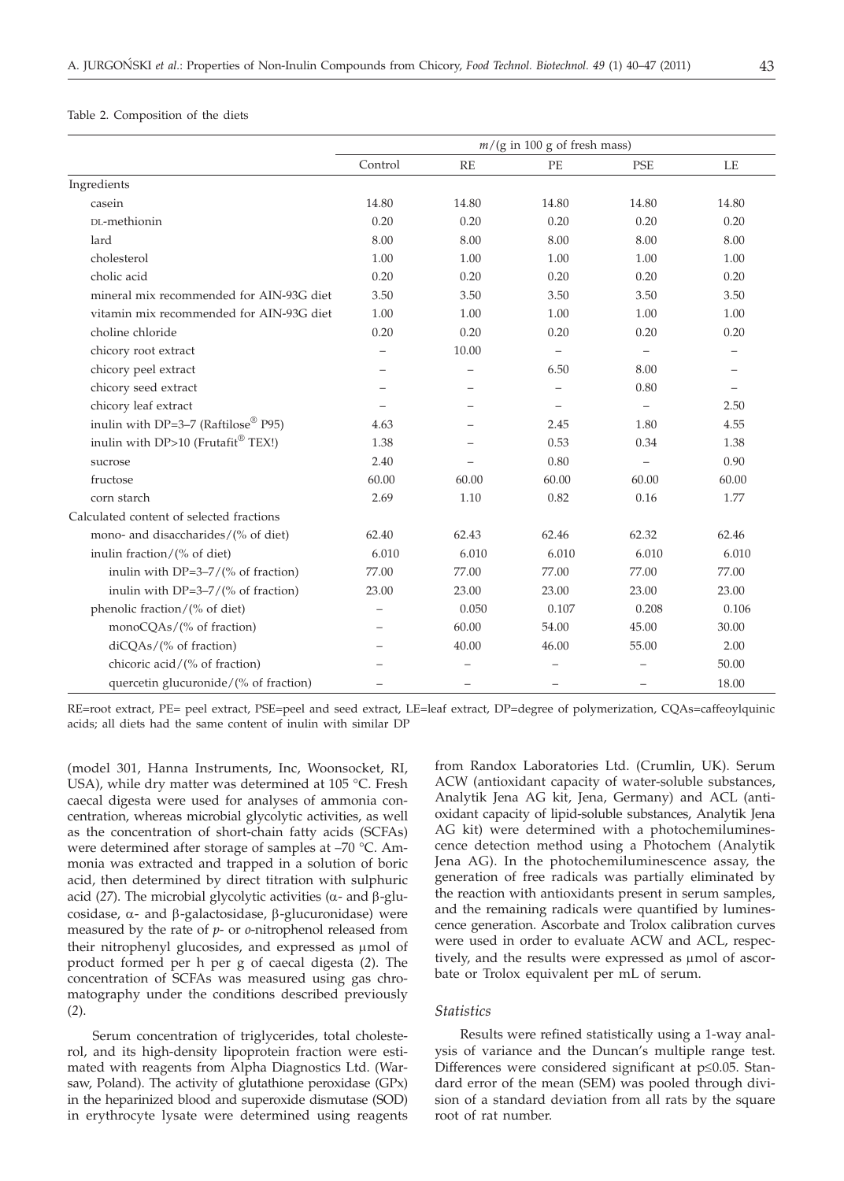Table 2. Composition of the diets

| | $m$/(g in 100 g of fresh mass) | | | | |
|---|---|---|---|---|---|
| | Control | RE | PE | PSE | LE |
| Ingredients | | | | | |
| casein | 14.80 | 14.80 | 14.80 | 14.80 | 14.80 |
| DL-methionin | 0.20 | 0.20 | 0.20 | 0.20 | 0.20 |
| lard | 8.00 | 8.00 | 8.00 | 8.00 | 8.00 |
| cholesterol | 1.00 | 1.00 | 1.00 | 1.00 | 1.00 |
| cholic acid | 0.20 | 0.20 | 0.20 | 0.20 | 0.20 |
| mineral mix recommended for AIN-93G diet | 3.50 | 3.50 | 3.50 | 3.50 | 3.50 |
| vitamin mix recommended for AIN-93G diet | 1.00 | 1.00 | 1.00 | 1.00 | 1.00 |
| choline chloride | 0.20 | 0.20 | 0.20 | 0.20 | 0.20 |
| chicory root extract | – | 10.00 | – | – | – |
| chicory peel extract | – | – | 6.50 | 8.00 | – |
| chicory seed extract | – | – | – | 0.80 | – |
| chicory leaf extract | – | – | – | – | 2.50 |
| inulin with DP=3–7 (Raftilose® P95) | 4.63 | – | 2.45 | 1.80 | 4.55 |
| inulin with DP>10 (Frutafit® TEX!) | 1.38 | – | 0.53 | 0.34 | 1.38 |
| sucrose | 2.40 | – | 0.80 | – | 0.90 |
| fructose | 60.00 | 60.00 | 60.00 | 60.00 | 60.00 |
| corn starch | 2.69 | 1.10 | 0.82 | 0.16 | 1.77 |
| Calculated content of selected fractions | | | | | |
| mono- and disaccharides/(% of diet) | 62.40 | 62.43 | 62.46 | 62.32 | 62.46 |
| inulin fraction/(% of diet) | 6.010 | 6.010 | 6.010 | 6.010 | 6.010 |
| inulin with DP=3–7/(% of fraction) | 77.00 | 77.00 | 77.00 | 77.00 | 77.00 |
| inulin with DP=3–7/(% of fraction) | 23.00 | 23.00 | 23.00 | 23.00 | 23.00 |
| phenolic fraction/(% of diet) | – | 0.050 | 0.107 | 0.208 | 0.106 |
| monoCQAs/(% of fraction) | – | 60.00 | 54.00 | 45.00 | 30.00 |
| diCQAs/(% of fraction) | – | 40.00 | 46.00 | 55.00 | 2.00 |
| chicoric acid/(% of fraction) | – | – | – | – | 50.00 |
| quercetin glucuronide/(% of fraction) | – | – | – | – | 18.00 |

RE=root extract, PE= peel extract, PSE=peel and seed extract, LE=leaf extract, DP=degree of polymerization, CQAs=caffeoylquinic acids; all diets had the same content of inulin with similar DP

(model 301, Hanna Instruments, Inc, Woonsocket, RI, USA), while dry matter was determined at 105 °C. Fresh caecal digesta were used for analyses of ammonia concentration, whereas microbial glycolytic activities, as well as the concentration of short-chain fatty acids (SCFAs) were determined after storage of samples at –70 °C. Ammonia was extracted and trapped in a solution of boric acid, then determined by direct titration with sulphuric acid (*27*). The microbial glycolytic activities (α- and β-glucosidase, α- and β-galactosidase, β-glucuronidase) were measured by the rate of *p*- or *o*-nitrophenol released from their nitrophenyl glucosides, and expressed as μmol of product formed per h per g of caecal digesta (*2*). The concentration of SCFAs was measured using gas chromatography under the conditions described previously (*2*).

Serum concentration of triglycerides, total cholesterol, and its high-density lipoprotein fraction were estimated with reagents from Alpha Diagnostics Ltd. (Warsaw, Poland). The activity of glutathione peroxidase (GPx) in the heparinized blood and superoxide dismutase (SOD) in erythrocyte lysate were determined using reagents from Randox Laboratories Ltd. (Crumlin, UK). Serum ACW (antioxidant capacity of water-soluble substances, Analytik Jena AG kit, Jena, Germany) and ACL (antioxidant capacity of lipid-soluble substances, Analytik Jena AG kit) were determined with a photochemiluminescence detection method using a Photochem (Analytik Jena AG). In the photochemiluminescence assay, the generation of free radicals was partially eliminated by the reaction with antioxidants present in serum samples, and the remaining radicals were quantified by luminescence generation. Ascorbate and Trolox calibration curves were used in order to evaluate ACW and ACL, respectively, and the results were expressed as μmol of ascorbate or Trolox equivalent per mL of serum.

### *Statistics*

Results were refined statistically using a 1-way analysis of variance and the Duncan's multiple range test. Differences were considered significant at $p \leq 0.05$. Standard error of the mean (SEM) was pooled through division of a standard deviation from all rats by the square root of rat number.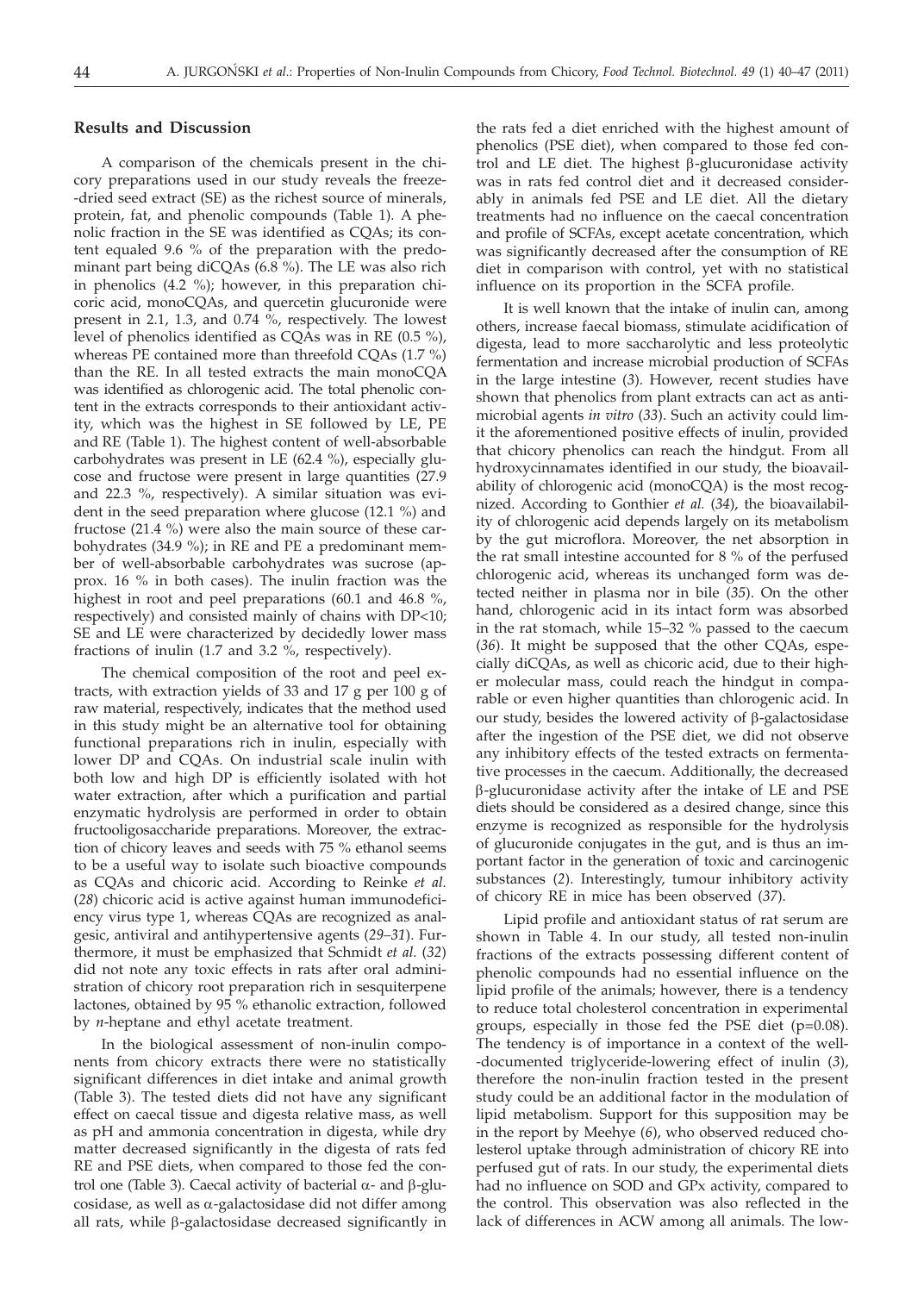## Results and Discussion

A comparison of the chemicals present in the chicory preparations used in our study reveals the freeze-dried seed extract (SE) as the richest source of minerals, protein, fat, and phenolic compounds (Table 1). A phenolic fraction in the SE was identified as CQAs; its content equaled 9.6 % of the preparation with the predominant part being diCQAs (6.8 %). The LE was also rich in phenolics (4.2 %); however, in this preparation chicoric acid, monoCQAs, and quercetin glucuronide were present in 2.1, 1.3, and 0.74 %, respectively. The lowest level of phenolics identified as CQAs was in RE (0.5 %), whereas PE contained more than threefold CQAs (1.7 %) than the RE. In all tested extracts the main monoCQA was identified as chlorogenic acid. The total phenolic content in the extracts corresponds to their antioxidant activity, which was the highest in SE followed by LE, PE and RE (Table 1). The highest content of well-absorbable carbohydrates was present in LE (62.4 %), especially glucose and fructose were present in large quantities (27.9 and 22.3 %, respectively). A similar situation was evident in the seed preparation where glucose (12.1 %) and fructose (21.4 %) were also the main source of these carbohydrates (34.9 %); in RE and PE a predominant member of well-absorbable carbohydrates was sucrose (approx. 16 % in both cases). The inulin fraction was the highest in root and peel preparations (60.1 and 46.8 %, respectively) and consisted mainly of chains with DP<10; SE and LE were characterized by decidedly lower mass fractions of inulin (1.7 and 3.2 %, respectively).

The chemical composition of the root and peel extracts, with extraction yields of 33 and 17 g per 100 g of raw material, respectively, indicates that the method used in this study might be an alternative tool for obtaining functional preparations rich in inulin, especially with lower DP and CQAs. On industrial scale inulin with both low and high DP is efficiently isolated with hot water extraction, after which a purification and partial enzymatic hydrolysis are performed in order to obtain fructooligosaccharide preparations. Moreover, the extraction of chicory leaves and seeds with 75 % ethanol seems to be a useful way to isolate such bioactive compounds as CQAs and chicoric acid. According to Reinke *et al.* (*28*) chicoric acid is active against human immunodeficiency virus type 1, whereas CQAs are recognized as analgesic, antiviral and antihypertensive agents (*29–31*). Furthermore, it must be emphasized that Schmidt *et al.* (*32*) did not note any toxic effects in rats after oral administration of chicory root preparation rich in sesquiterpene lactones, obtained by 95 % ethanolic extraction, followed by *n*-heptane and ethyl acetate treatment.

In the biological assessment of non-inulin components from chicory extracts there were no statistically significant differences in diet intake and animal growth (Table 3). The tested diets did not have any significant effect on caecal tissue and digesta relative mass, as well as pH and ammonia concentration in digesta, while dry matter decreased significantly in the digesta of rats fed RE and PSE diets, when compared to those fed the control one (Table 3). Caecal activity of bacterial α- and β-glucosidase, as well as α-galactosidase did not differ among all rats, while β-galactosidase decreased significantly in the rats fed a diet enriched with the highest amount of phenolics (PSE diet), when compared to those fed control and LE diet. The highest β-glucuronidase activity was in rats fed control diet and it decreased considerably in animals fed PSE and LE diet. All the dietary treatments had no influence on the caecal concentration and profile of SCFAs, except acetate concentration, which was significantly decreased after the consumption of RE diet in comparison with control, yet with no statistical influence on its proportion in the SCFA profile.

It is well known that the intake of inulin can, among others, increase faecal biomass, stimulate acidification of digesta, lead to more saccharolytic and less proteolytic fermentation and increase microbial production of SCFAs in the large intestine (*3*). However, recent studies have shown that phenolics from plant extracts can act as antimicrobial agents *in vitro* (*33*). Such an activity could limit the aforementioned positive effects of inulin, provided that chicory phenolics can reach the hindgut. From all hydroxycinnamates identified in our study, the bioavailability of chlorogenic acid (monoCQA) is the most recognized. According to Gonthier *et al.* (*34*), the bioavailability of chlorogenic acid depends largely on its metabolism by the gut microflora. Moreover, the net absorption in the rat small intestine accounted for 8 % of the perfused chlorogenic acid, whereas its unchanged form was detected neither in plasma nor in bile (*35*). On the other hand, chlorogenic acid in its intact form was absorbed in the rat stomach, while 15–32 % passed to the caecum (*36*). It might be supposed that the other CQAs, especially diCQAs, as well as chicoric acid, due to their higher molecular mass, could reach the hindgut in comparable or even higher quantities than chlorogenic acid. In our study, besides the lowered activity of β-galactosidase after the ingestion of the PSE diet, we did not observe any inhibitory effects of the tested extracts on fermentative processes in the caecum. Additionally, the decreased β-glucuronidase activity after the intake of LE and PSE diets should be considered as a desired change, since this enzyme is recognized as responsible for the hydrolysis of glucuronide conjugates in the gut, and is thus an important factor in the generation of toxic and carcinogenic substances (*2*). Interestingly, tumour inhibitory activity of chicory RE in mice has been observed (*37*).

Lipid profile and antioxidant status of rat serum are shown in Table 4. In our study, all tested non-inulin fractions of the extracts possessing different content of phenolic compounds had no essential influence on the lipid profile of the animals; however, there is a tendency to reduce total cholesterol concentration in experimental groups, especially in those fed the PSE diet (p=0.08). The tendency is of importance in a context of the well-documented triglyceride-lowering effect of inulin (*3*), therefore the non-inulin fraction tested in the present study could be an additional factor in the modulation of lipid metabolism. Support for this supposition may be in the report by Meehye (*6*), who observed reduced cholesterol uptake through administration of chicory RE into perfused gut of rats. In our study, the experimental diets had no influence on SOD and GPx activity, compared to the control. This observation was also reflected in the lack of differences in ACW among all animals. The low-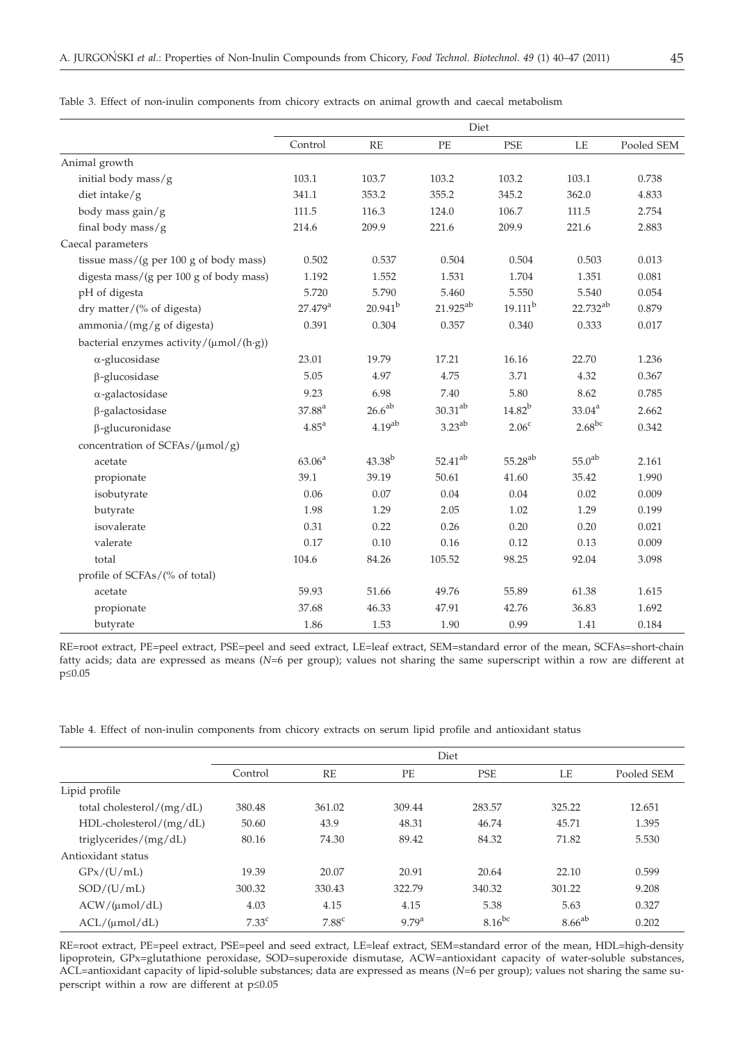Table 3. Effect of non-inulin components from chicory extracts on animal growth and caecal metabolism

| | Diet | | | | | |
|---|---|---|---|---|---|---|
| | Control | RE | PE | PSE | LE | Pooled SEM |
| Animal growth | | | | | | |
| initial body mass/g | 103.1 | 103.7 | 103.2 | 103.2 | 103.1 | 0.738 |
| diet intake/g | 341.1 | 353.2 | 355.2 | 345.2 | 362.0 | 4.833 |
| body mass gain/g | 111.5 | 116.3 | 124.0 | 106.7 | 111.5 | 2.754 |
| final body mass/g | 214.6 | 209.9 | 221.6 | 209.9 | 221.6 | 2.883 |
| Caecal parameters | | | | | | |
| tissue mass/(g per 100 g of body mass) | 0.502 | 0.537 | 0.504 | 0.504 | 0.503 | 0.013 |
| digesta mass/(g per 100 g of body mass) | 1.192 | 1.552 | 1.531 | 1.704 | 1.351 | 0.081 |
| pH of digesta | 5.720 | 5.790 | 5.460 | 5.550 | 5.540 | 0.054 |
| dry matter/(% of digesta) | $27.479^{a}$ | $20.941^{b}$ | $21.925^{ab}$ | $19.111^{b}$ | $22.732^{ab}$ | 0.879 |
| ammonia/(mg/g of digesta) | 0.391 | 0.304 | 0.357 | 0.340 | 0.333 | 0.017 |
| bacterial enzymes activity/(μmol/(h·g)) | | | | | | |
| α-glucosidase | 23.01 | 19.79 | 17.21 | 16.16 | 22.70 | 1.236 |
| β-glucosidase | 5.05 | 4.97 | 4.75 | 3.71 | 4.32 | 0.367 |
| α-galactosidase | 9.23 | 6.98 | 7.40 | 5.80 | 8.62 | 0.785 |
| β-galactosidase | $37.88^{a}$ | $26.6^{ab}$ | $30.31^{ab}$ | $14.82^{b}$ | $33.04^{a}$ | 2.662 |
| β-glucuronidase | $4.85^{a}$ | $4.19^{ab}$ | $3.23^{ab}$ | $2.06^{c}$ | $2.68^{bc}$ | 0.342 |
| concentration of SCFAs/(μmol/g) | | | | | | |
| acetate | $63.06^{a}$ | $43.38^{b}$ | $52.41^{ab}$ | $55.28^{ab}$ | $55.0^{ab}$ | 2.161 |
| propionate | 39.1 | 39.19 | 50.61 | 41.60 | 35.42 | 1.990 |
| isobutyrate | 0.06 | 0.07 | 0.04 | 0.04 | 0.02 | 0.009 |
| butyrate | 1.98 | 1.29 | 2.05 | 1.02 | 1.29 | 0.199 |
| isovalerate | 0.31 | 0.22 | 0.26 | 0.20 | 0.20 | 0.021 |
| valerate | 0.17 | 0.10 | 0.16 | 0.12 | 0.13 | 0.009 |
| total | 104.6 | 84.26 | 105.52 | 98.25 | 92.04 | 3.098 |
| profile of SCFAs/(% of total) | | | | | | |
| acetate | 59.93 | 51.66 | 49.76 | 55.89 | 61.38 | 1.615 |
| propionate | 37.68 | 46.33 | 47.91 | 42.76 | 36.83 | 1.692 |
| butyrate | 1.86 | 1.53 | 1.90 | 0.99 | 1.41 | 0.184 |

RE=root extract, PE=peel extract, PSE=peel and seed extract, LE=leaf extract, SEM=standard error of the mean, SCFAs=short-chain fatty acids; data are expressed as means (*N*=6 per group); values not sharing the same superscript within a row are different at $p\leq0.05$

Table 4. Effect of non-inulin components from chicory extracts on serum lipid profile and antioxidant status

| | Diet | | | | | |
|---|---|---|---|---|---|---|
| | Control | RE | PE | PSE | LE | Pooled SEM |
| Lipid profile | | | | | | |
| total cholesterol/(mg/dL) | 380.48 | 361.02 | 309.44 | 283.57 | 325.22 | 12.651 |
| HDL-cholesterol/(mg/dL) | 50.60 | 43.9 | 48.31 | 46.74 | 45.71 | 1.395 |
| triglycerides/(mg/dL) | 80.16 | 74.30 | 89.42 | 84.32 | 71.82 | 5.530 |
| Antioxidant status | | | | | | |
| GPx/(U/mL) | 19.39 | 20.07 | 20.91 | 20.64 | 22.10 | 0.599 |
| SOD/(U/mL) | 300.32 | 330.43 | 322.79 | 340.32 | 301.22 | 9.208 |
| ACW/(μmol/dL) | 4.03 | 4.15 | 4.15 | 5.38 | 5.63 | 0.327 |
| ACL/(μmol/dL) | $7.33^{c}$ | $7.88^{c}$ | $9.79^{a}$ | $8.16^{bc}$ | $8.66^{ab}$ | 0.202 |

RE=root extract, PE=peel extract, PSE=peel and seed extract, LE=leaf extract, SEM=standard error of the mean, HDL=high-density lipoprotein, GPx=glutathione peroxidase, SOD=superoxide dismutase, ACW=antioxidant capacity of water-soluble substances, ACL=antioxidant capacity of lipid-soluble substances; data are expressed as means (*N*=6 per group); values not sharing the same superscript within a row are different at $p\leq0.05$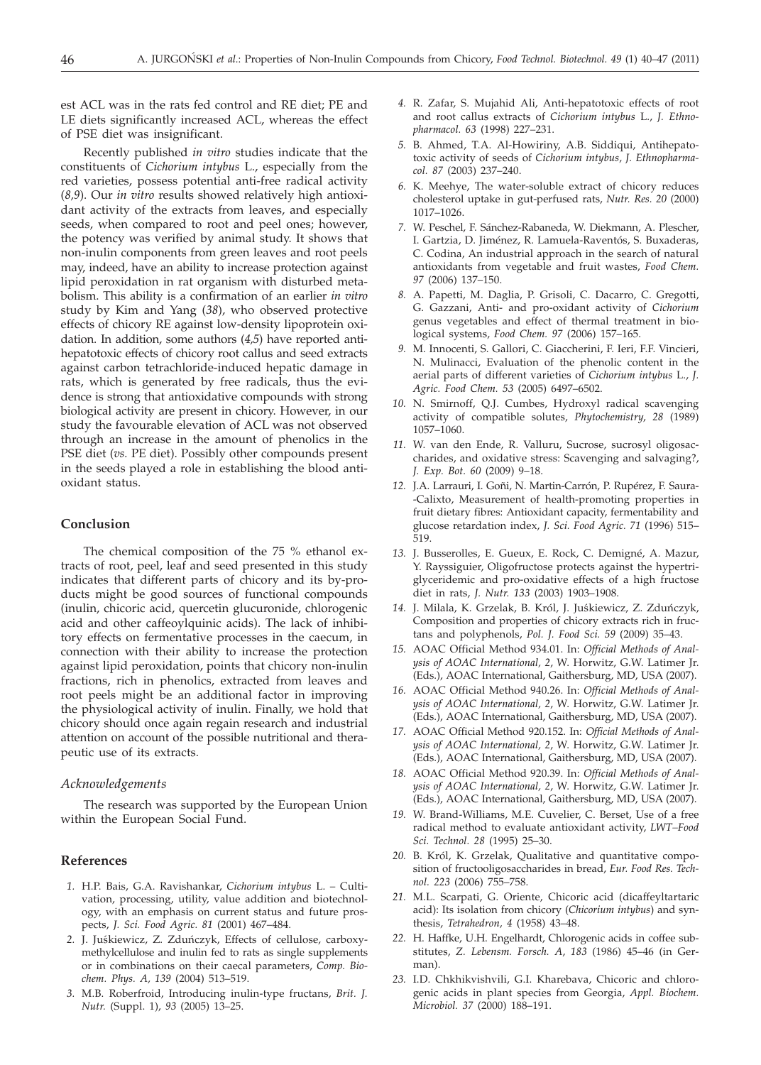est ACL was in the rats fed control and RE diet; PE and LE diets significantly increased ACL, whereas the effect of PSE diet was insignificant.

Recently published *in vitro* studies indicate that the constituents of *Cichorium intybus* L., especially from the red varieties, possess potential anti-free radical activity (*8,9*). Our *in vitro* results showed relatively high antioxidant activity of the extracts from leaves, and especially seeds, when compared to root and peel ones; however, the potency was verified by animal study. It shows that non-inulin components from green leaves and root peels may, indeed, have an ability to increase protection against lipid peroxidation in rat organism with disturbed metabolism. This ability is a confirmation of an earlier *in vitro* study by Kim and Yang (*38*), who observed protective effects of chicory RE against low-density lipoprotein oxidation. In addition, some authors (*4,5*) have reported antihepatotoxic effects of chicory root callus and seed extracts against carbon tetrachloride-induced hepatic damage in rats, which is generated by free radicals, thus the evidence is strong that antioxidative compounds with strong biological activity are present in chicory. However, in our study the favourable elevation of ACL was not observed through an increase in the amount of phenolics in the PSE diet (*vs.* PE diet). Possibly other compounds present in the seeds played a role in establishing the blood antioxidant status.

## Conclusion

The chemical composition of the 75 % ethanol extracts of root, peel, leaf and seed presented in this study indicates that different parts of chicory and its by-products might be good sources of functional compounds (inulin, chicoric acid, quercetin glucuronide, chlorogenic acid and other caffeoylquinic acids). The lack of inhibitory effects on fermentative processes in the caecum, in connection with their ability to increase the protection against lipid peroxidation, points that chicory non-inulin fractions, rich in phenolics, extracted from leaves and root peels might be an additional factor in improving the physiological activity of inulin. Finally, we hold that chicory should once again regain research and industrial attention on account of the possible nutritional and therapeutic use of its extracts.

### *Acknowledgements*

The research was supported by the European Union within the European Social Fund.

## References

1. H.P. Bais, G.A. Ravishankar, *Cichorium intybus* L. – Cultivation, processing, utility, value addition and biotechnology, with an emphasis on current status and future prospects, *J. Sci. Food Agric. 81* (2001) 467–484.
2. J. Juśkiewicz, Z. Zduńczyk, Effects of cellulose, carboxymethylcellulose and inulin fed to rats as single supplements or in combinations on their caecal parameters, *Comp. Biochem. Phys. A, 139* (2004) 513–519.
3. M.B. Roberfroid, Introducing inulin-type fructans, *Brit. J. Nutr.* (Suppl. 1), *93* (2005) 13–25.
4. R. Zafar, S. Mujahid Ali, Anti-hepatotoxic effects of root and root callus extracts of *Cichorium intybus* L., *J. Ethnopharmacol. 63* (1998) 227–231.
5. B. Ahmed, T.A. Al-Howiriny, A.B. Siddiqui, Antihepatotoxic activity of seeds of *Cichorium intybus*, *J. Ethnopharmacol. 87* (2003) 237–240.
6. K. Meehye, The water-soluble extract of chicory reduces cholesterol uptake in gut-perfused rats, *Nutr. Res. 20* (2000) 1017–1026.
7. W. Peschel, F. Sánchez-Rabaneda, W. Diekmann, A. Plescher, I. Gartzia, D. Jiménez, R. Lamuela-Raventós, S. Buxaderas, C. Codina, An industrial approach in the search of natural antioxidants from vegetable and fruit wastes, *Food Chem. 97* (2006) 137–150.
8. A. Papetti, M. Daglia, P. Grisoli, C. Dacarro, C. Gregotti, G. Gazzani, Anti- and pro-oxidant activity of *Cichorium* genus vegetables and effect of thermal treatment in biological systems, *Food Chem. 97* (2006) 157–165.
9. M. Innocenti, S. Gallori, C. Giaccherini, F. Ieri, F.F. Vincieri, N. Mulinacci, Evaluation of the phenolic content in the aerial parts of different varieties of *Cichorium intybus* L., *J. Agric. Food Chem. 53* (2005) 6497–6502.
10. N. Smirnoff, Q.J. Cumbes, Hydroxyl radical scavenging activity of compatible solutes, *Phytochemistry, 28* (1989) 1057–1060.
11. W. van den Ende, R. Valluru, Sucrose, sucrosyl oligosaccharides, and oxidative stress: Scavenging and salvaging?, *J. Exp. Bot. 60* (2009) 9–18.
12. J.A. Larrauri, I. Goñi, N. Martin-Carrón, P. Rupérez, F. Saura-Calixto, Measurement of health-promoting properties in fruit dietary fibres: Antioxidant capacity, fermentability and glucose retardation index, *J. Sci. Food Agric. 71* (1996) 515–519.
13. J. Busserolles, E. Gueux, E. Rock, C. Demigné, A. Mazur, Y. Rayssiguier, Oligofructose protects against the hypertriglyceridemic and pro-oxidative effects of a high fructose diet in rats, *J. Nutr. 133* (2003) 1903–1908.
14. J. Milala, K. Grzelak, B. Król, J. Juśkiewicz, Z. Zduńczyk, Composition and properties of chicory extracts rich in fructans and polyphenols, *Pol. J. Food Sci. 59* (2009) 35–43.
15. AOAC Official Method 934.01. In: *Official Methods of Analysis of AOAC International, 2*, W. Horwitz, G.W. Latimer Jr. (Eds.), AOAC International, Gaithersburg, MD, USA (2007).
16. AOAC Official Method 940.26. In: *Official Methods of Analysis of AOAC International, 2*, W. Horwitz, G.W. Latimer Jr. (Eds.), AOAC International, Gaithersburg, MD, USA (2007).
17. AOAC Official Method 920.152. In: *Official Methods of Analysis of AOAC International, 2*, W. Horwitz, G.W. Latimer Jr. (Eds.), AOAC International, Gaithersburg, MD, USA (2007).
18. AOAC Official Method 920.39. In: *Official Methods of Analysis of AOAC International, 2*, W. Horwitz, G.W. Latimer Jr. (Eds.), AOAC International, Gaithersburg, MD, USA (2007).
19. W. Brand-Williams, M.E. Cuvelier, C. Berset, Use of a free radical method to evaluate antioxidant activity, *LWT–Food Sci. Technol. 28* (1995) 25–30.
20. B. Król, K. Grzelak, Qualitative and quantitative composition of fructooligosaccharides in bread, *Eur. Food Res. Technol. 223* (2006) 755–758.
21. M.L. Scarpati, G. Oriente, Chicoric acid (dicaffeyltartaric acid): Its isolation from chicory (*Chicorium intybus*) and synthesis, *Tetrahedron, 4* (1958) 43–48.
22. H. Haffke, U.H. Engelhardt, Chlorogenic acids in coffee substitutes, *Z. Lebensm. Forsch. A, 183* (1986) 45–46 (in German).
23. I.D. Chkhikvishvili, G.I. Kharebava, Chicoric and chlorogenic acids in plant species from Georgia, *Appl. Biochem. Microbiol. 37* (2000) 188–191.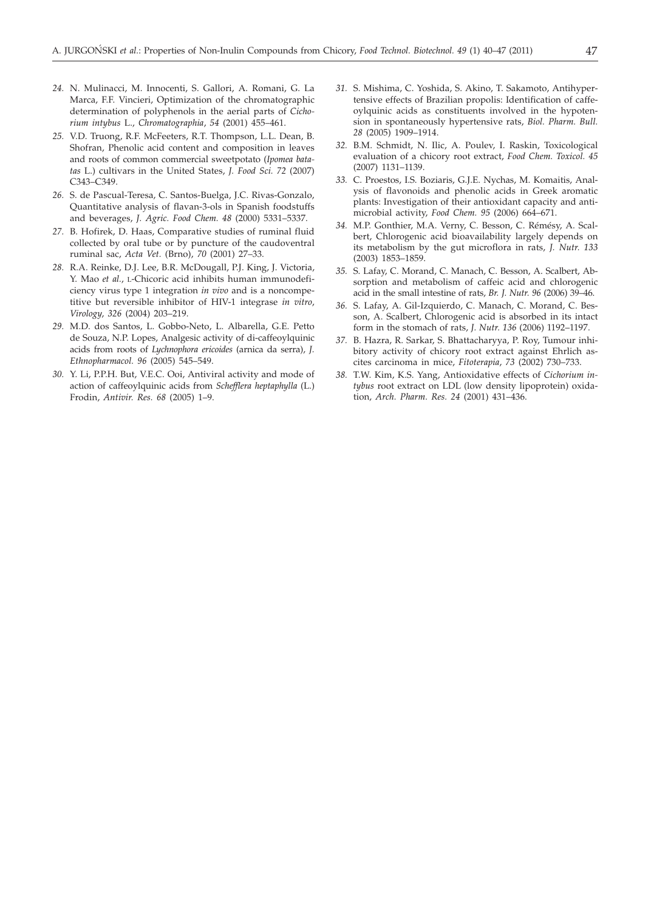*24.* N. Mulinacci, M. Innocenti, S. Gallori, A. Romani, G. La Marca, F.F. Vincieri, Optimization of the chromatographic determination of polyphenols in the aerial parts of *Cichorium intybus* L., *Chromatographia*, *54* (2001) 455–461.

*25.* V.D. Truong, R.F. McFeeters, R.T. Thompson, L.L. Dean, B. Shofran, Phenolic acid content and composition in leaves and roots of common commercial sweetpotato (*Ipomea batatas* L.) cultivars in the United States, *J. Food Sci. 72* (2007) C343–C349.

*26.* S. de Pascual-Teresa, C. Santos-Buelga, J.C. Rivas-Gonzalo, Quantitative analysis of flavan-3-ols in Spanish foodstuffs and beverages, *J. Agric. Food Chem. 48* (2000) 5331–5337.

*27.* B. Hofirek, D. Haas, Comparative studies of ruminal fluid collected by oral tube or by puncture of the caudoventral ruminal sac, *Acta Vet.* (Brno), *70* (2001) 27–33.

*28.* R.A. Reinke, D.J. Lee, B.R. McDougall, P.J. King, J. Victoria, Y. Mao *et al.*, L-Chicoric acid inhibits human immunodeficiency virus type 1 integration *in vivo* and is a noncompetitive but reversible inhibitor of HIV-1 integrase *in vitro*, *Virology*, *326* (2004) 203–219.

*29.* M.D. dos Santos, L. Gobbo-Neto, L. Albarella, G.E. Petto de Souza, N.P. Lopes, Analgesic activity of di-caffeoylquinic acids from roots of *Lychnophora ericoides* (arnica da serra), *J. Ethnopharmacol. 96* (2005) 545–549.

*30.* Y. Li, P.P.H. But, V.E.C. Ooi, Antiviral activity and mode of action of caffeoylquinic acids from *Schefflera heptaphylla* (L.) Frodin, *Antivir. Res. 68* (2005) 1–9.

*31.* S. Mishima, C. Yoshida, S. Akino, T. Sakamoto, Antihypertensive effects of Brazilian propolis: Identification of caffeoylquinic acids as constituents involved in the hypotension in spontaneously hypertensive rats, *Biol. Pharm. Bull. 28* (2005) 1909–1914.

*32.* B.M. Schmidt, N. Ilic, A. Poulev, I. Raskin, Toxicological evaluation of a chicory root extract, *Food Chem. Toxicol. 45* (2007) 1131–1139.

*33.* C. Proestos, I.S. Boziaris, G.J.E. Nychas, M. Komaitis, Analysis of flavonoids and phenolic acids in Greek aromatic plants: Investigation of their antioxidant capacity and antimicrobial activity, *Food Chem. 95* (2006) 664–671.

*34.* M.P. Gonthier, M.A. Verny, C. Besson, C. Rémésy, A. Scalbert, Chlorogenic acid bioavailability largely depends on its metabolism by the gut microflora in rats, *J. Nutr. 133* (2003) 1853–1859.

*35.* S. Lafay, C. Morand, C. Manach, C. Besson, A. Scalbert, Absorption and metabolism of caffeic acid and chlorogenic acid in the small intestine of rats, *Br. J. Nutr. 96* (2006) 39–46.

*36.* S. Lafay, A. Gil-Izquierdo, C. Manach, C. Morand, C. Besson, A. Scalbert, Chlorogenic acid is absorbed in its intact form in the stomach of rats, *J. Nutr. 136* (2006) 1192–1197.

*37.* B. Hazra, R. Sarkar, S. Bhattacharyya, P. Roy, Tumour inhibitory activity of chicory root extract against Ehrlich ascites carcinoma in mice, *Fitoterapia*, *73* (2002) 730–733.

*38.* T.W. Kim, K.S. Yang, Antioxidative effects of *Cichorium intybus* root extract on LDL (low density lipoprotein) oxidation, *Arch. Pharm. Res. 24* (2001) 431–436.